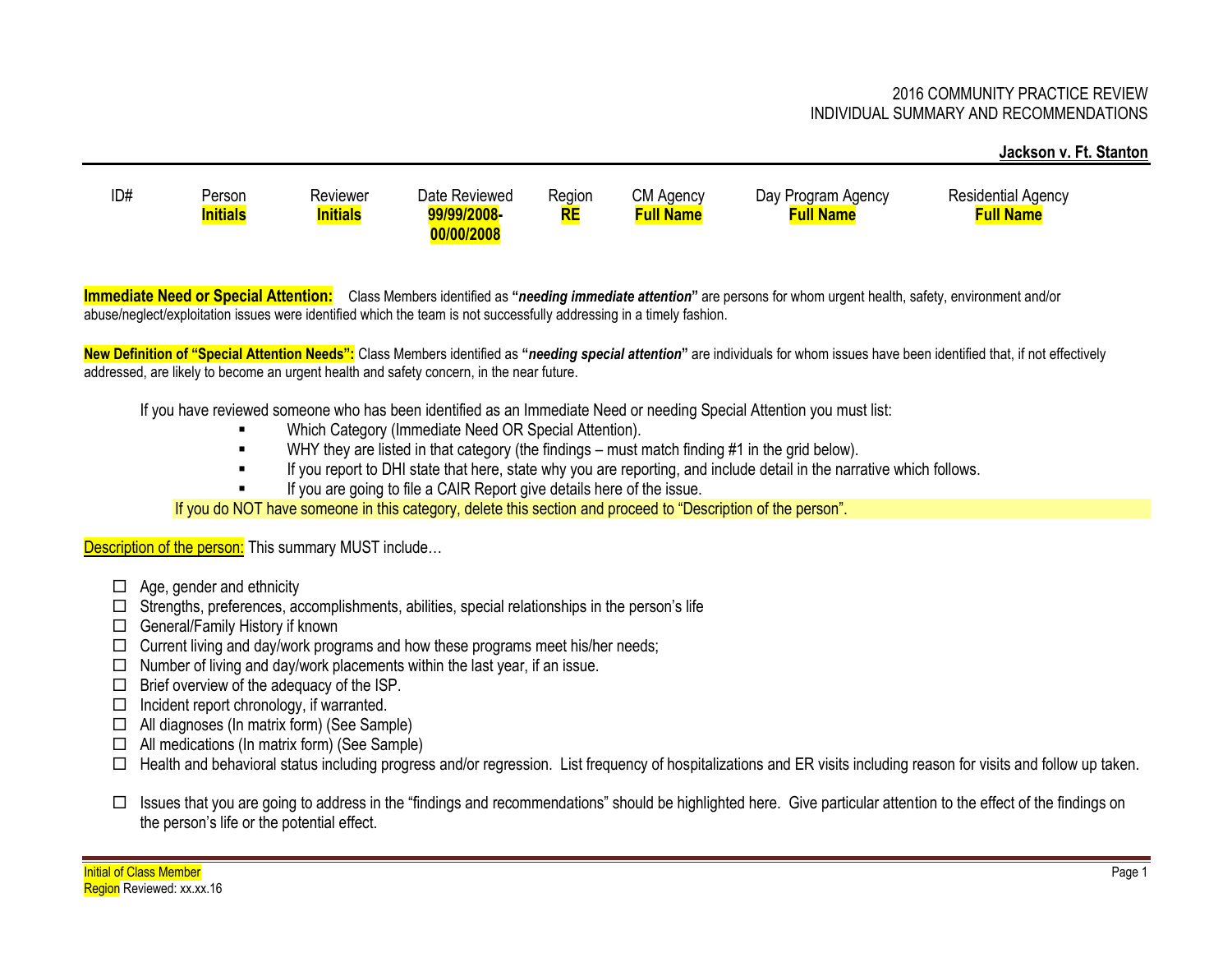2016 COMMUNITY PRACTICE REVIEW
INDIVIDUAL SUMMARY AND RECOMMENDATIONS

**Jackson v. Ft. Stanton**

| ID# | Person | Reviewer | Date Reviewed | Region | CM Agency | Day Program Agency | Residential Agency |
|---|---|---|---|---|---|---|---|
| | **Initials** | **Initials** | **99/99/2008-00/00/2008** | **RE** | **Full Name** | **Full Name** | **Full Name** |

**Immediate Need or Special Attention:** Class Members identified as **"*needing immediate attention*"** are persons for whom urgent health, safety, environment and/or abuse/neglect/exploitation issues were identified which the team is not successfully addressing in a timely fashion.

**New Definition of "Special Attention Needs":** Class Members identified as **"*needing special attention*"** are individuals for whom issues have been identified that, if not effectively addressed, are likely to become an urgent health and safety concern, in the near future.

If you have reviewed someone who has been identified as an Immediate Need or needing Special Attention you must list:

- Which Category (Immediate Need OR Special Attention).
- WHY they are listed in that category (the findings – must match finding #1 in the grid below).
- If you report to DHI state that here, state why you are reporting, and include detail in the narrative which follows.
- If you are going to file a CAIR Report give details here of the issue.

If you do NOT have someone in this category, delete this section and proceed to "Description of the person".

Description of the person: This summary MUST include…

- ☐ Age, gender and ethnicity
- ☐ Strengths, preferences, accomplishments, abilities, special relationships in the person's life
- ☐ General/Family History if known
- ☐ Current living and day/work programs and how these programs meet his/her needs;
- ☐ Number of living and day/work placements within the last year, if an issue.
- ☐ Brief overview of the adequacy of the ISP.
- ☐ Incident report chronology, if warranted.
- ☐ All diagnoses (In matrix form) (See Sample)
- ☐ All medications (In matrix form) (See Sample)
- ☐ Health and behavioral status including progress and/or regression. List frequency of hospitalizations and ER visits including reason for visits and follow up taken.
- ☐ Issues that you are going to address in the "findings and recommendations" should be highlighted here. Give particular attention to the effect of the findings on the person's life or the potential effect.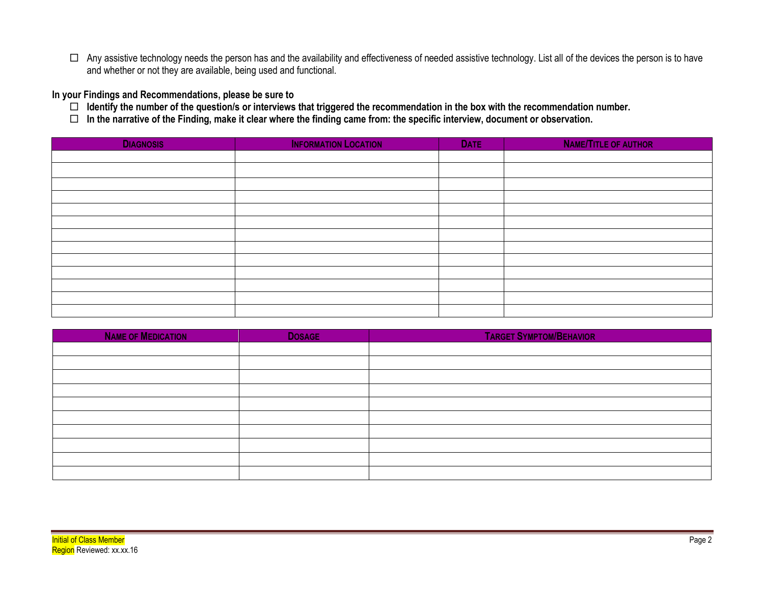- ☐ Any assistive technology needs the person has and the availability and effectiveness of needed assistive technology. List all of the devices the person is to have and whether or not they are available, being used and functional.

**In your Findings and Recommendations, please be sure to**

- ☐ **Identify the number of the question/s or interviews that triggered the recommendation in the box with the recommendation number.**
- ☐ **In the narrative of the Finding, make it clear where the finding came from: the specific interview, document or observation.**

| DIAGNOSIS | INFORMATION LOCATION | DATE | NAME/TITLE OF AUTHOR |
|---|---|---|---|
| | | | |
| | | | |
| | | | |
| | | | |
| | | | |
| | | | |
| | | | |
| | | | |
| | | | |
| | | | |
| | | | |
| | | | |
| | | | |

| NAME OF MEDICATION | DOSAGE | TARGET SYMPTOM/BEHAVIOR |
|---|---|---|
| | | |
| | | |
| | | |
| | | |
| | | |
| | | |
| | | |
| | | |
| | | |
| | | |

Initial of Class Member
Region Reviewed: xx.xx.16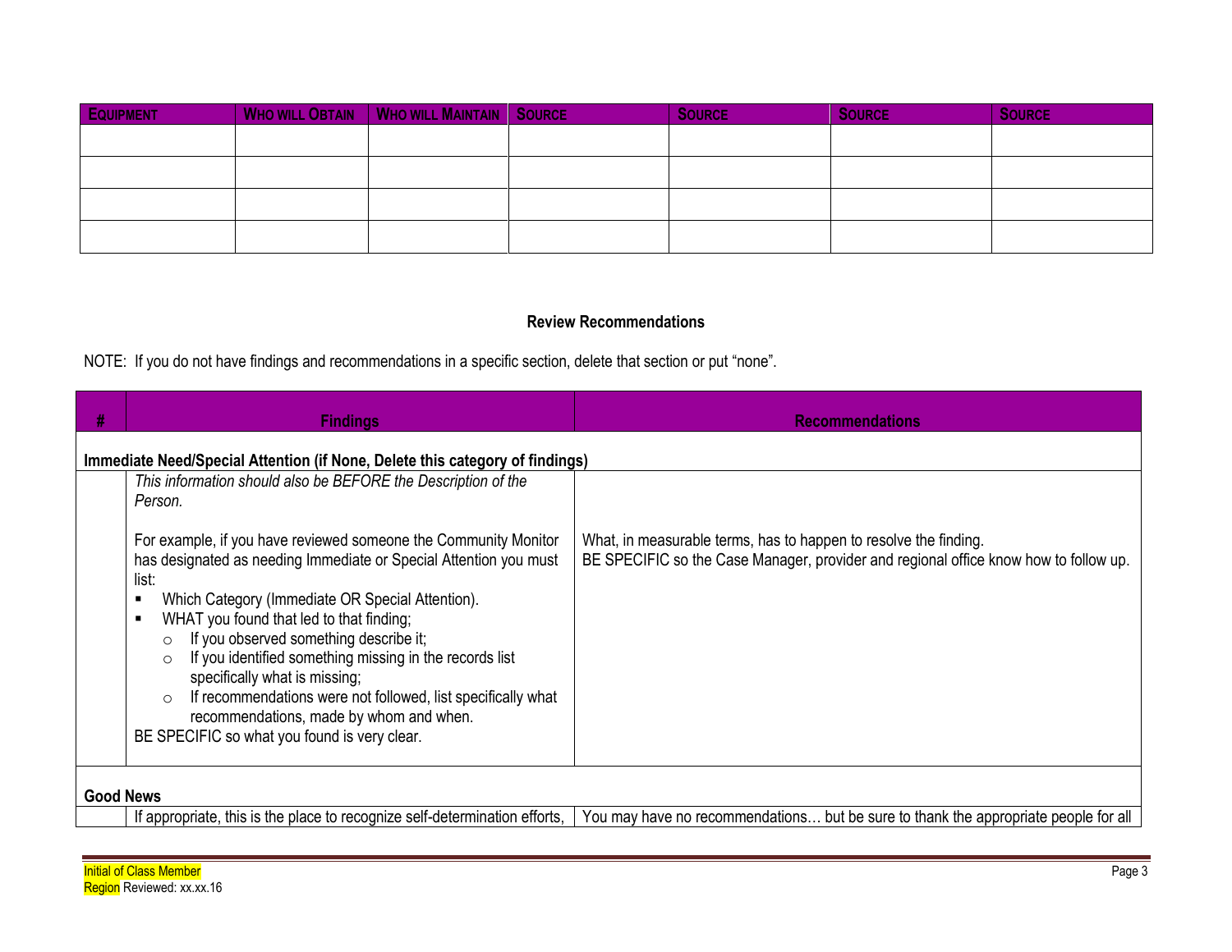| EQUIPMENT | WHO WILL OBTAIN | WHO WILL MAINTAIN | SOURCE | SOURCE | SOURCE | SOURCE |
|---|---|---|---|---|---|---|
| | | | | | | |
| | | | | | | |
| | | | | | | |
| | | | | | | |

**Review Recommendations**

NOTE: If you do not have findings and recommendations in a specific section, delete that section or put "none".

| # | Findings | Recommendations |
|---|---|---|
| **Immediate Need/Special Attention (if None, Delete this category of findings)** | | |
| | *This information should also be BEFORE the Description of the Person.*<br><br>For example, if you have reviewed someone the Community Monitor has designated as needing Immediate or Special Attention you must list:<br>▪ Which Category (Immediate OR Special Attention).<br>▪ WHAT you found that led to that finding;<br>○ If you observed something describe it;<br>○ If you identified something missing in the records list specifically what is missing;<br>○ If recommendations were not followed, list specifically what recommendations, made by whom and when.<br>BE SPECIFIC so what you found is very clear. | What, in measurable terms, has to happen to resolve the finding.<br>BE SPECIFIC so the Case Manager, provider and regional office know how to follow up. |
| **Good News** | | |
| | If appropriate, this is the place to recognize self-determination efforts, | You may have no recommendations… but be sure to thank the appropriate people for all |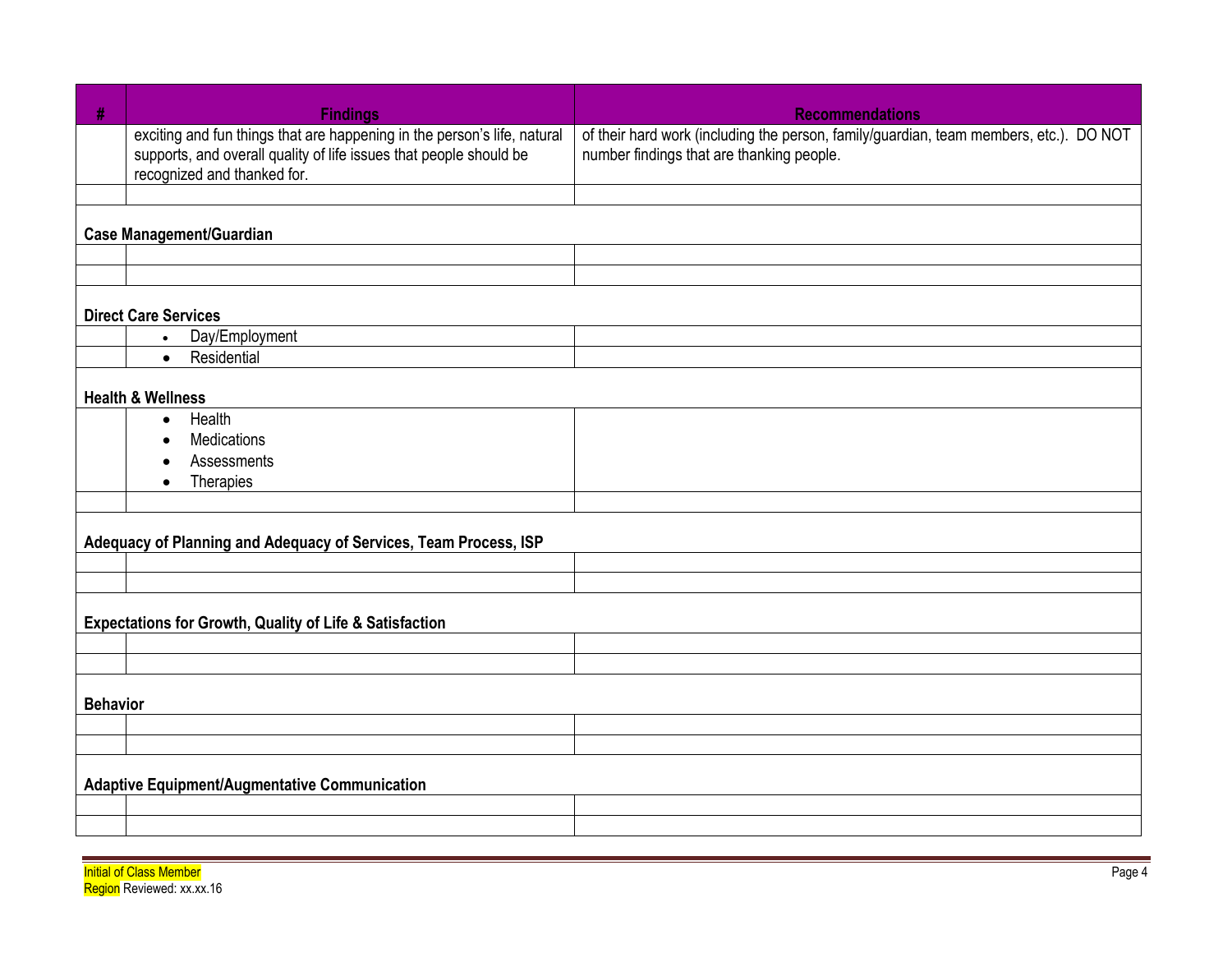| # | Findings | Recommendations |
|---|---|---|
| | exciting and fun things that are happening in the person's life, natural supports, and overall quality of life issues that people should be recognized and thanked for. | of their hard work (including the person, family/guardian, team members, etc.). DO NOT number findings that are thanking people. |
| | | |
| **Case Management/Guardian** | | |
| | | |
| | | |
| **Direct Care Services** | | |
| | • Day/Employment | |
| | • Residential | |
| **Health & Wellness** | | |
| | • Health<br>• Medications<br>• Assessments<br>• Therapies | |
| | | |
| **Adequacy of Planning and Adequacy of Services, Team Process, ISP** | | |
| | | |
| | | |
| **Expectations for Growth, Quality of Life & Satisfaction** | | |
| | | |
| | | |
| **Behavior** | | |
| | | |
| | | |
| **Adaptive Equipment/Augmentative Communication** | | |
| | | |
| | | |

Initial of Class Member
Region Reviewed: xx.xx.16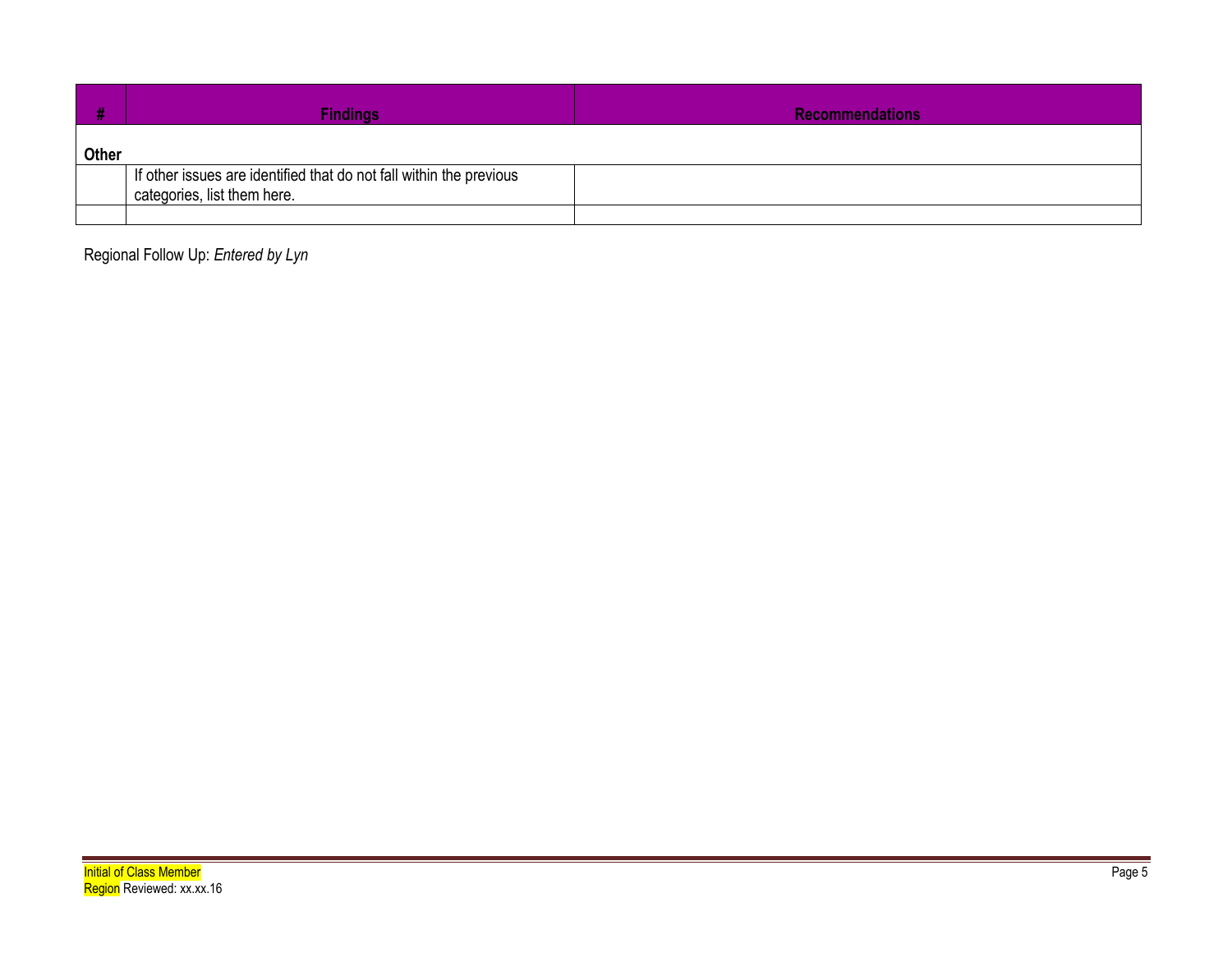| # | Findings | Recommendations |
|---|---|---|
| **Other** | | |
| | If other issues are identified that do not fall within the previous categories, list them here. | |
| | | |

Regional Follow Up: *Entered by Lyn*

Initial of Class Member
Region Reviewed: xx.xx.16